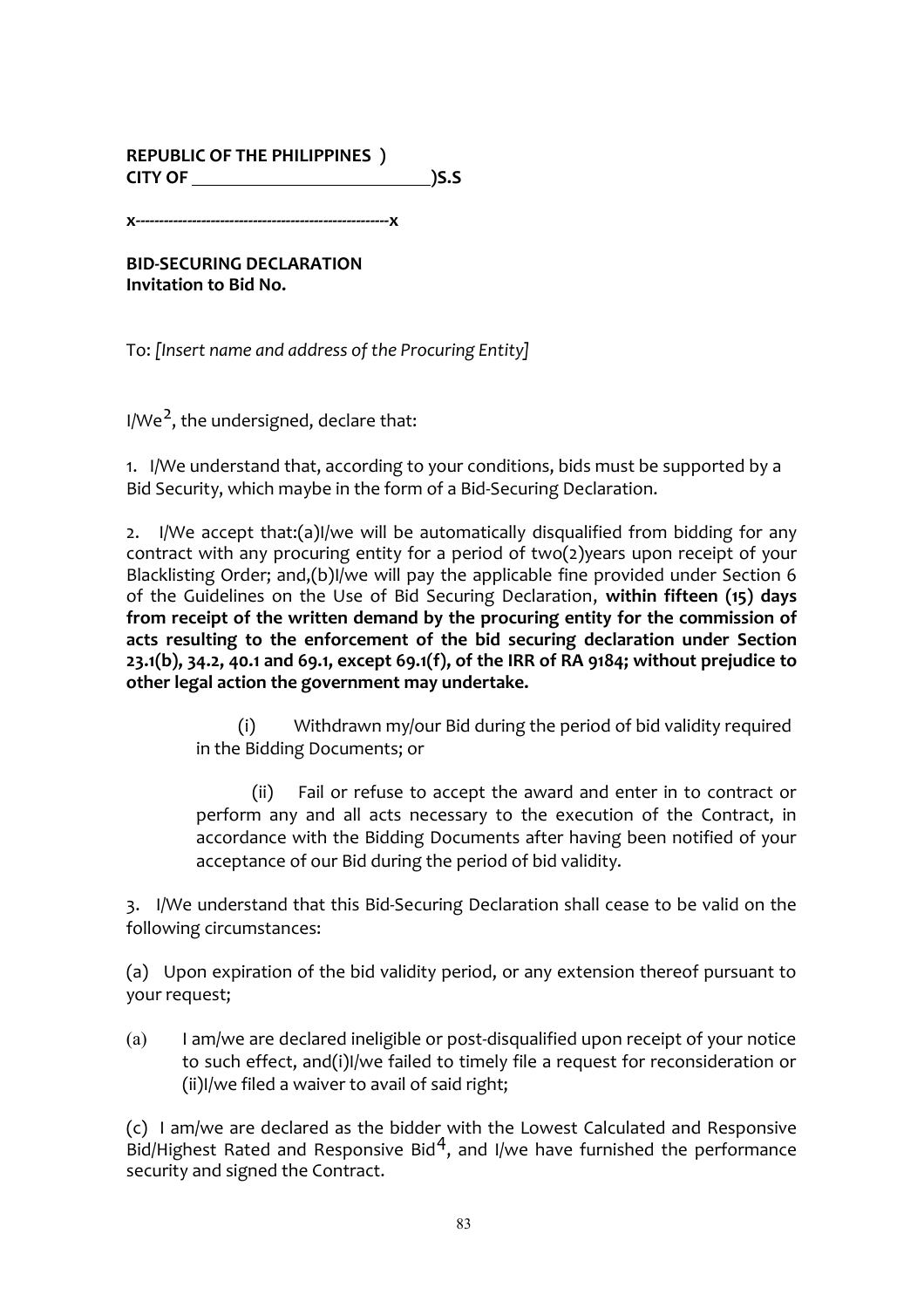**REPUBLIC OF THE PHILIPPINES )**
**CITY OF \_\_\_\_\_\_\_\_\_\_\_\_\_\_\_\_\_\_\_\_\_\_\_\_\_\_\_)S.S**

**x-----------------------------------------------------x**

**BID-SECURING DECLARATION**
**Invitation to Bid No.**

To: *[Insert name and address of the Procuring Entity]*

I/We[2], the undersigned, declare that:

1. I/We understand that, according to your conditions, bids must be supported by a Bid Security, which maybe in the form of a Bid-Securing Declaration.

2. I/We accept that:(a)I/we will be automatically disqualified from bidding for any contract with any procuring entity for a period of two(2)years upon receipt of your Blacklisting Order; and,(b)I/we will pay the applicable fine provided under Section 6 of the Guidelines on the Use of Bid Securing Declaration, **within fifteen (15) days from receipt of the written demand by the procuring entity for the commission of acts resulting to the enforcement of the bid securing declaration under Section 23.1(b), 34.2, 40.1 and 69.1, except 69.1(f), of the IRR of RA 9184; without prejudice to other legal action the government may undertake.**

(i) Withdrawn my/our Bid during the period of bid validity required in the Bidding Documents; or

(ii) Fail or refuse to accept the award and enter in to contract or perform any and all acts necessary to the execution of the Contract, in accordance with the Bidding Documents after having been notified of your acceptance of our Bid during the period of bid validity.

3. I/We understand that this Bid-Securing Declaration shall cease to be valid on the following circumstances:

(a) Upon expiration of the bid validity period, or any extension thereof pursuant to your request;

(a) I am/we are declared ineligible or post-disqualified upon receipt of your notice to such effect, and(i)I/we failed to timely file a request for reconsideration or (ii)I/we filed a waiver to avail of said right;

(c) I am/we are declared as the bidder with the Lowest Calculated and Responsive Bid/Highest Rated and Responsive Bid[4], and I/we have furnished the performance security and signed the Contract.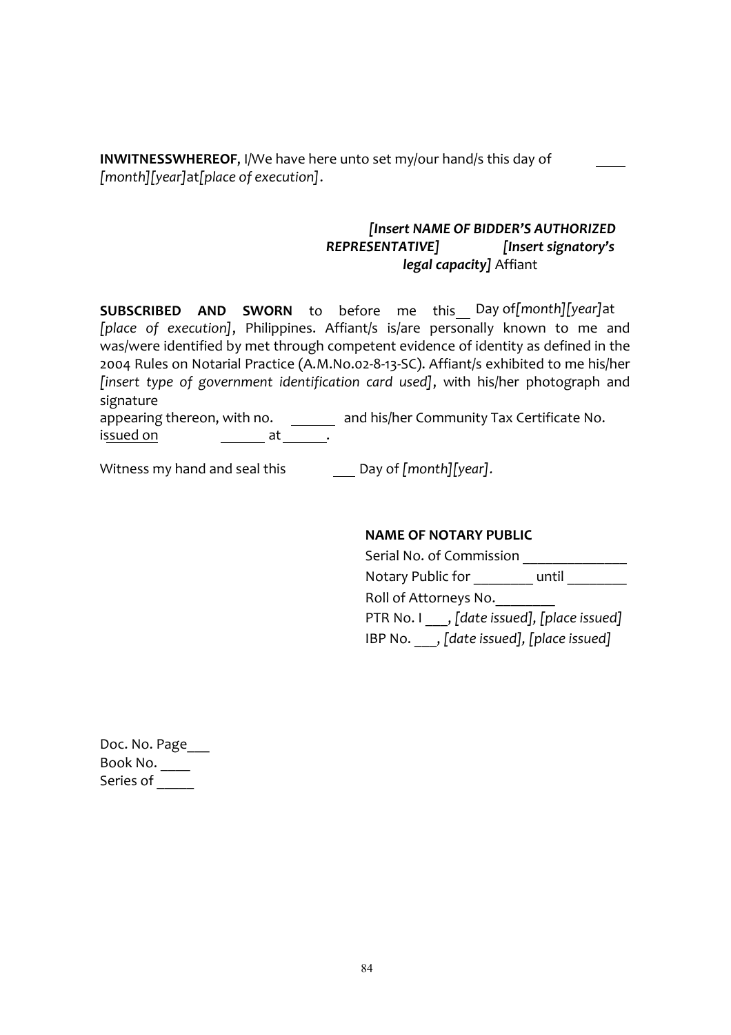**INWITNESSWHEREOF**, I/We have here unto set my/our hand/s this day of ____ *[month][year]*at*[place of execution]*.

*[Insert NAME OF BIDDER'S AUTHORIZED REPRESENTATIVE]* *[Insert signatory's legal capacity]* Affiant

**SUBSCRIBED AND SWORN** to before me this__ Day of*[month][year]*at *[place of execution]*, Philippines. Affiant/s is/are personally known to me and was/were identified by met through competent evidence of identity as defined in the 2004 Rules on Notarial Practice (A.M.No.02-8-13-SC). Affiant/s exhibited to me his/her *[insert type of government identification card used]*, with his/her photograph and signature appearing thereon, with no. ______ and his/her Community Tax Certificate No. issued on ______ at ______.

Witness my hand and seal this ___ Day of *[month][year]*.

**NAME OF NOTARY PUBLIC**

Serial No. of Commission ______________

Notary Public for ________ until ________

Roll of Attorneys No.________

PTR No. I ___, *[date issued], [place issued]*

IBP No. ___, *[date issued], [place issued]*

Doc. No. Page___

Book No. ____

Series of _____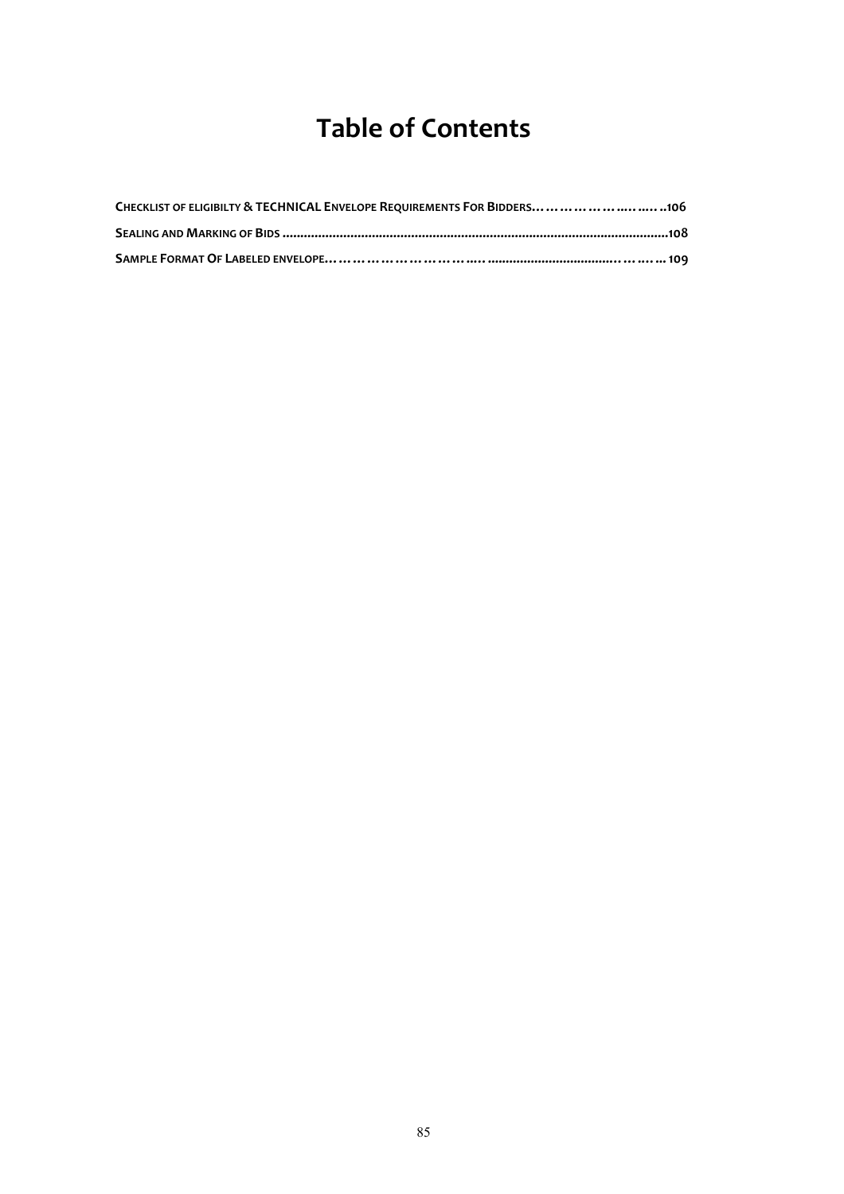# Table of Contents

**CHECKLIST OF ELIGIBILTY & TECHNICAL ENVELOPE REQUIREMENTS FOR BIDDERS……………………..…..…..106**

**SEALING AND MARKING OF BIDS ..........................................................................................................108**

**SAMPLE FORMAT OF LABELED ENVELOPE…………………………..… .....................................…………... 109**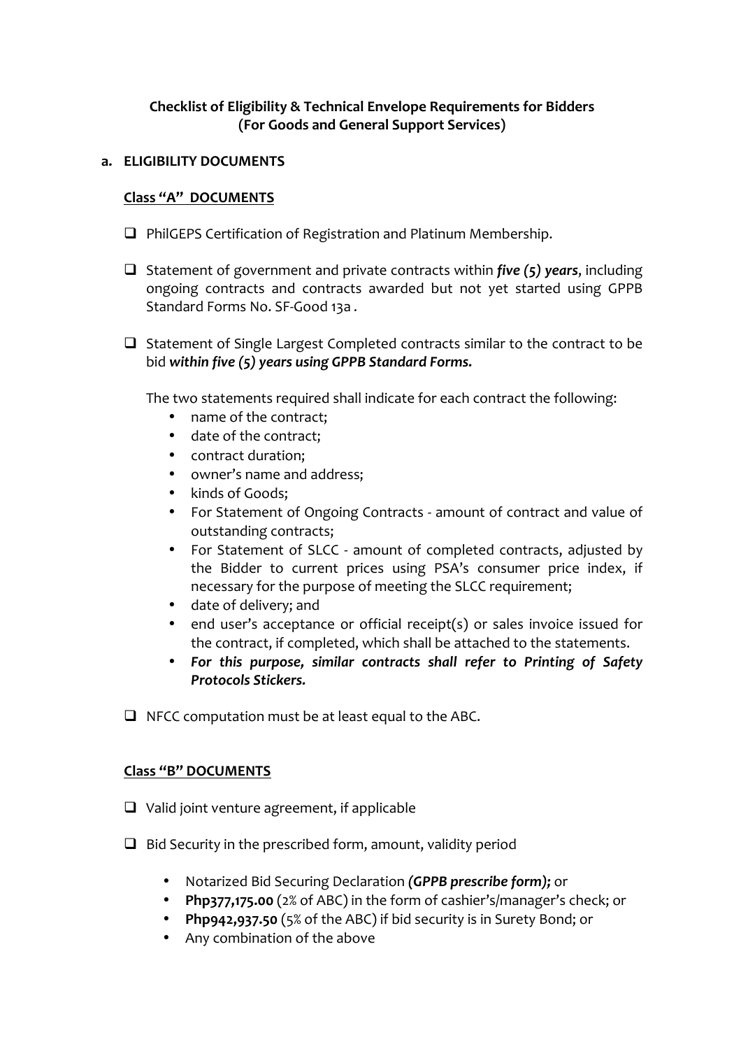**Checklist of Eligibility & Technical Envelope Requirements for Bidders**
**(For Goods and General Support Services)**

**a. ELIGIBILITY DOCUMENTS**

**<u>Class "A" DOCUMENTS</u>**

- ❑ PhilGEPS Certification of Registration and Platinum Membership.

- ❑ Statement of government and private contracts within ***five (5) years***, including ongoing contracts and contracts awarded but not yet started using GPPB Standard Forms No. SF-Good 13a .

- ❑ Statement of Single Largest Completed contracts similar to the contract to be bid ***within five (5) years using GPPB Standard Forms.***

  The two statements required shall indicate for each contract the following:
  - name of the contract;
  - date of the contract;
  - contract duration;
  - owner's name and address;
  - kinds of Goods;
  - For Statement of Ongoing Contracts - amount of contract and value of outstanding contracts;
  - For Statement of SLCC - amount of completed contracts, adjusted by the Bidder to current prices using PSA's consumer price index, if necessary for the purpose of meeting the SLCC requirement;
  - date of delivery; and
  - end user's acceptance or official receipt(s) or sales invoice issued for the contract, if completed, which shall be attached to the statements.
  - ***For this purpose, similar contracts shall refer to Printing of Safety Protocols Stickers.***

- ❑ NFCC computation must be at least equal to the ABC.

**<u>Class "B" DOCUMENTS</u>**

- ❑ Valid joint venture agreement, if applicable

- ❑ Bid Security in the prescribed form, amount, validity period

  - Notarized Bid Securing Declaration ***(GPPB prescribe form);*** or
  - **Php377,175.00** (2% of ABC) in the form of cashier's/manager's check; or
  - **Php942,937.50** (5% of the ABC) if bid security is in Surety Bond; or
  - Any combination of the above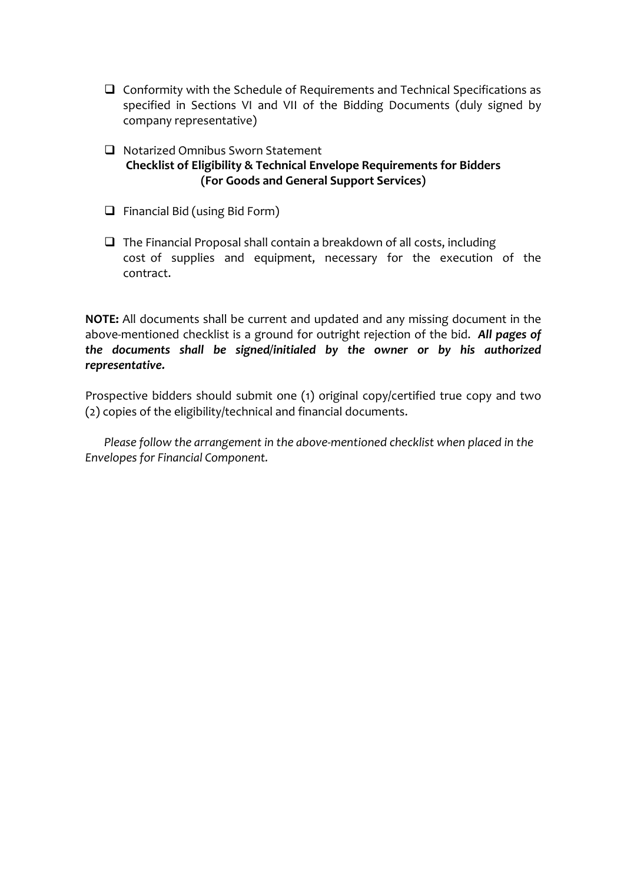- ❑ Conformity with the Schedule of Requirements and Technical Specifications as specified in Sections VI and VII of the Bidding Documents (duly signed by company representative)

- ❑ Notarized Omnibus Sworn Statement

**Checklist of Eligibility & Technical Envelope Requirements for Bidders (For Goods and General Support Services)**

- ❑ Financial Bid (using Bid Form)

- ❑ The Financial Proposal shall contain a breakdown of all costs, including cost of supplies and equipment, necessary for the execution of the contract.

**NOTE:** All documents shall be current and updated and any missing document in the above-mentioned checklist is a ground for outright rejection of the bid. ***All pages of the documents shall be signed/initialed by the owner or by his authorized representative.***

Prospective bidders should submit one (1) original copy/certified true copy and two (2) copies of the eligibility/technical and financial documents.

*Please follow the arrangement in the above-mentioned checklist when placed in the Envelopes for Financial Component.*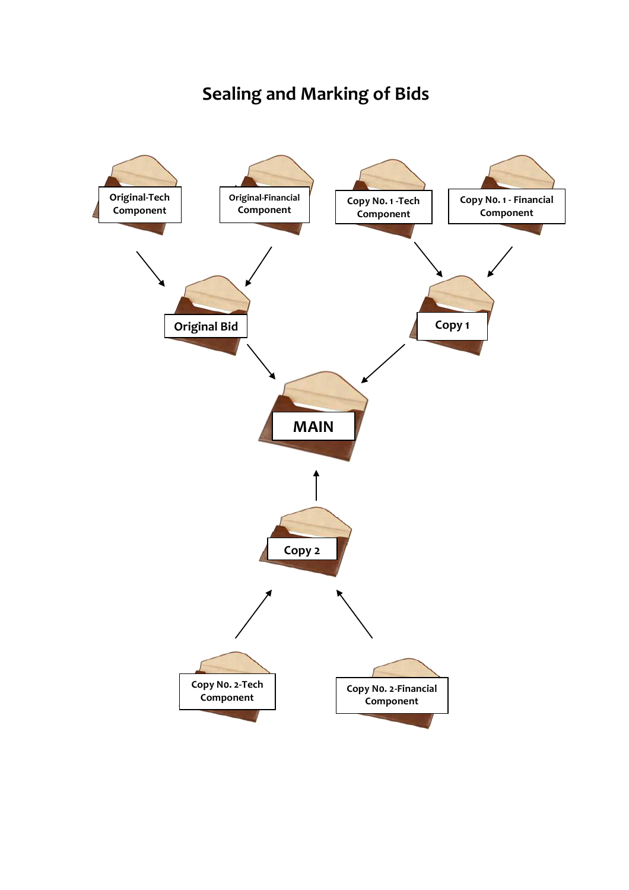# Sealing and Marking of Bids

Original-Tech Component

Original-Financial Component

Copy No. 1 -Tech Component

Copy No. 1 - Financial Component

Original Bid

Copy 1

MAIN

Copy 2

Copy No. 2-Tech Component

Copy No. 2-Financial Component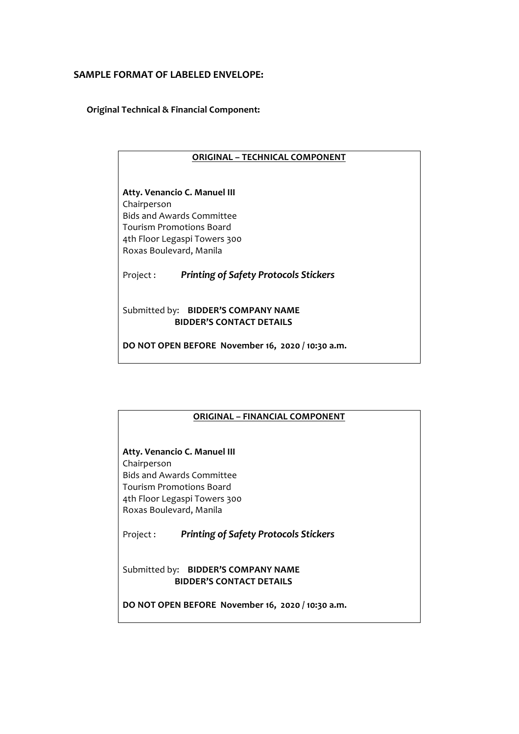**SAMPLE FORMAT OF LABELED ENVELOPE:**

**Original Technical & Financial Component:**

**ORIGINAL – TECHNICAL COMPONENT**

**Atty. Venancio C. Manuel III**
Chairperson
Bids and Awards Committee
Tourism Promotions Board
4th Floor Legaspi Towers 300
Roxas Boulevard, Manila

Project : ***Printing of Safety Protocols Stickers***

Submitted by: **BIDDER'S COMPANY NAME**
**BIDDER'S CONTACT DETAILS**

**DO NOT OPEN BEFORE November 16, 2020 / 10:30 a.m.**

---

**ORIGINAL – FINANCIAL COMPONENT**

**Atty. Venancio C. Manuel III**
Chairperson
Bids and Awards Committee
Tourism Promotions Board
4th Floor Legaspi Towers 300
Roxas Boulevard, Manila

Project : ***Printing of Safety Protocols Stickers***

Submitted by: **BIDDER'S COMPANY NAME**
**BIDDER'S CONTACT DETAILS**

**DO NOT OPEN BEFORE November 16, 2020 / 10:30 a.m.**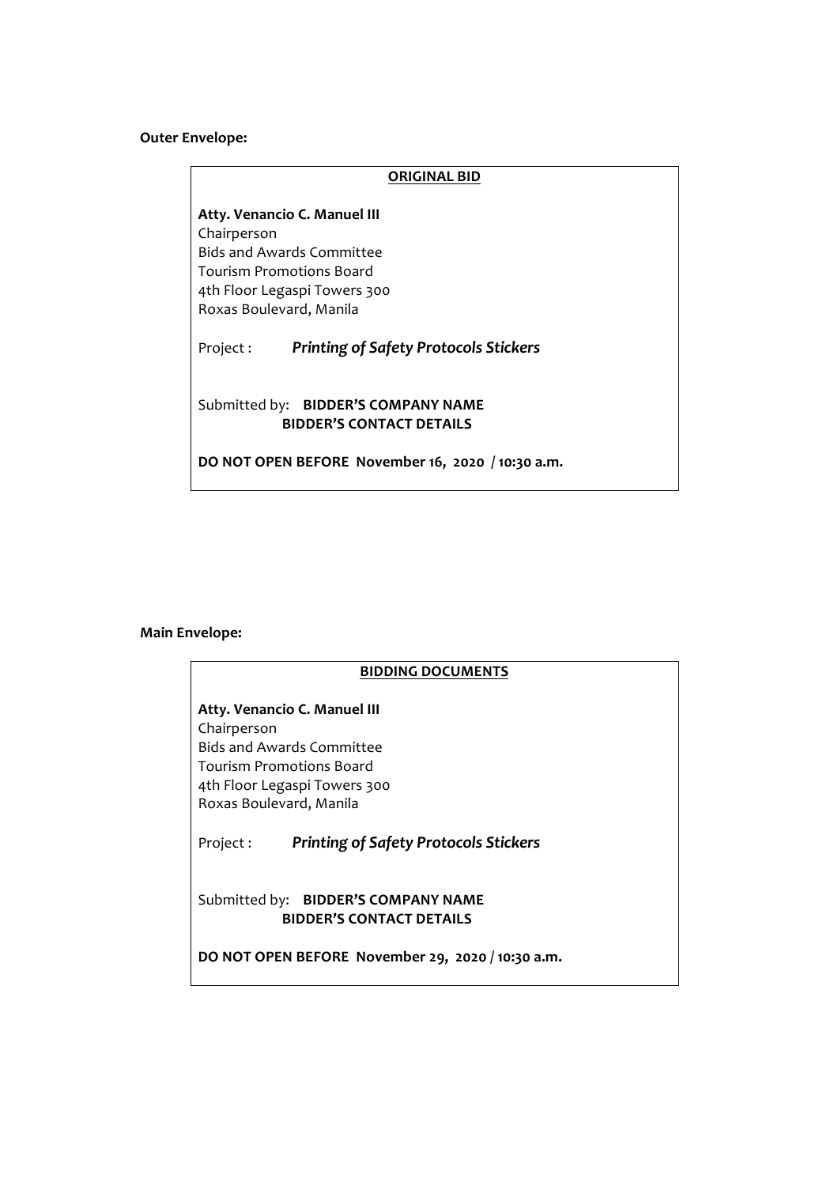**Outer Envelope:**

**ORIGINAL BID**

**Atty. Venancio C. Manuel III**
Chairperson
Bids and Awards Committee
Tourism Promotions Board
4th Floor Legaspi Towers 300
Roxas Boulevard, Manila

Project : ***Printing of Safety Protocols Stickers***

Submitted by: **BIDDER'S COMPANY NAME**
**BIDDER'S CONTACT DETAILS**

**DO NOT OPEN BEFORE November 16, 2020 / 10:30 a.m.**

**Main Envelope:**

**BIDDING DOCUMENTS**

**Atty. Venancio C. Manuel III**
Chairperson
Bids and Awards Committee
Tourism Promotions Board
4th Floor Legaspi Towers 300
Roxas Boulevard, Manila

Project : ***Printing of Safety Protocols Stickers***

Submitted by: **BIDDER'S COMPANY NAME**
**BIDDER'S CONTACT DETAILS**

**DO NOT OPEN BEFORE November 29, 2020 / 10:30 a.m.**